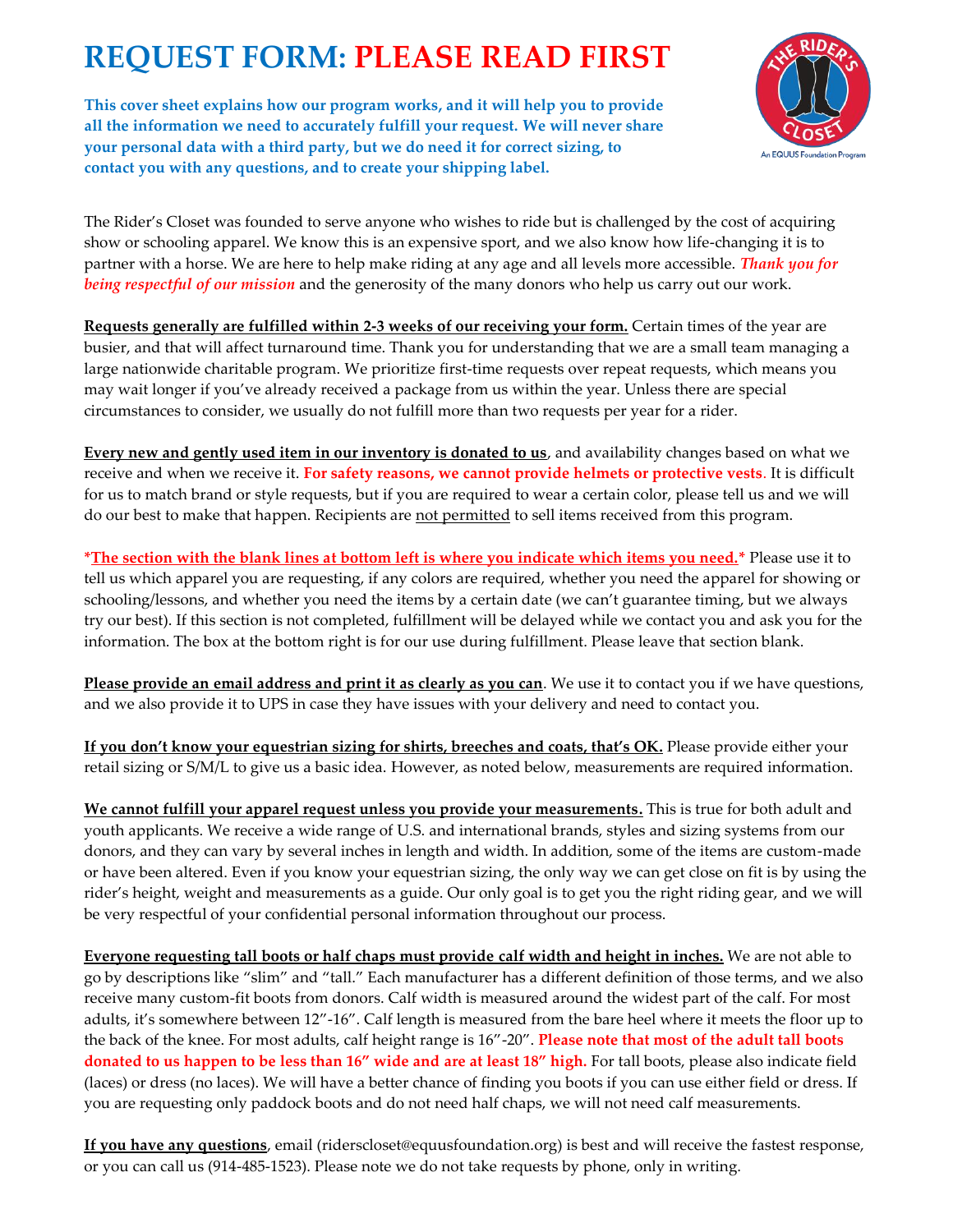# REQUEST FORM: PLEASE READ FIRST

**This cover sheet explains how our program works, and it will help you to provide all the information we need to accurately fulfill your request. We will never share your personal data with a third party, but we do need it for correct sizing, to contact you with any questions, and to create your shipping label.**

The Rider's Closet was founded to serve anyone who wishes to ride but is challenged by the cost of acquiring show or schooling apparel. We know this is an expensive sport, and we also know how life-changing it is to partner with a horse. We are here to help make riding at any age and all levels more accessible. ***Thank you for being respectful of our mission*** and the generosity of the many donors who help us carry out our work.

**Requests generally are fulfilled within 2-3 weeks of our receiving your form.** Certain times of the year are busier, and that will affect turnaround time. Thank you for understanding that we are a small team managing a large nationwide charitable program. We prioritize first-time requests over repeat requests, which means you may wait longer if you've already received a package from us within the year. Unless there are special circumstances to consider, we usually do not fulfill more than two requests per year for a rider.

**Every new and gently used item in our inventory is donated to us**, and availability changes based on what we receive and when we receive it. **For safety reasons, we cannot provide helmets or protective vests**. It is difficult for us to match brand or style requests, but if you are required to wear a certain color, please tell us and we will do our best to make that happen. Recipients are not permitted to sell items received from this program.

**\*The section with the blank lines at bottom left is where you indicate which items you need.\*** Please use it to tell us which apparel you are requesting, if any colors are required, whether you need the apparel for showing or schooling/lessons, and whether you need the items by a certain date (we can't guarantee timing, but we always try our best). If this section is not completed, fulfillment will be delayed while we contact you and ask you for the information. The box at the bottom right is for our use during fulfillment. Please leave that section blank.

**Please provide an email address and print it as clearly as you can**. We use it to contact you if we have questions, and we also provide it to UPS in case they have issues with your delivery and need to contact you.

**If you don't know your equestrian sizing for shirts, breeches and coats, that's OK.** Please provide either your retail sizing or S/M/L to give us a basic idea. However, as noted below, measurements are required information.

**We cannot fulfill your apparel request unless you provide your measurements.** This is true for both adult and youth applicants. We receive a wide range of U.S. and international brands, styles and sizing systems from our donors, and they can vary by several inches in length and width. In addition, some of the items are custom-made or have been altered. Even if you know your equestrian sizing, the only way we can get close on fit is by using the rider's height, weight and measurements as a guide. Our only goal is to get you the right riding gear, and we will be very respectful of your confidential personal information throughout our process.

**Everyone requesting tall boots or half chaps must provide calf width and height in inches.** We are not able to go by descriptions like "slim" and "tall." Each manufacturer has a different definition of those terms, and we also receive many custom-fit boots from donors. Calf width is measured around the widest part of the calf. For most adults, it's somewhere between 12"-16". Calf length is measured from the bare heel where it meets the floor up to the back of the knee. For most adults, calf height range is 16"-20". **Please note that most of the adult tall boots donated to us happen to be less than 16" wide and are at least 18" high.** For tall boots, please also indicate field (laces) or dress (no laces). We will have a better chance of finding you boots if you can use either field or dress. If you are requesting only paddock boots and do not need half chaps, we will not need calf measurements.

**If you have any questions**, email (riderscloset@equusfoundation.org) is best and will receive the fastest response, or you can call us (914-485-1523). Please note we do not take requests by phone, only in writing.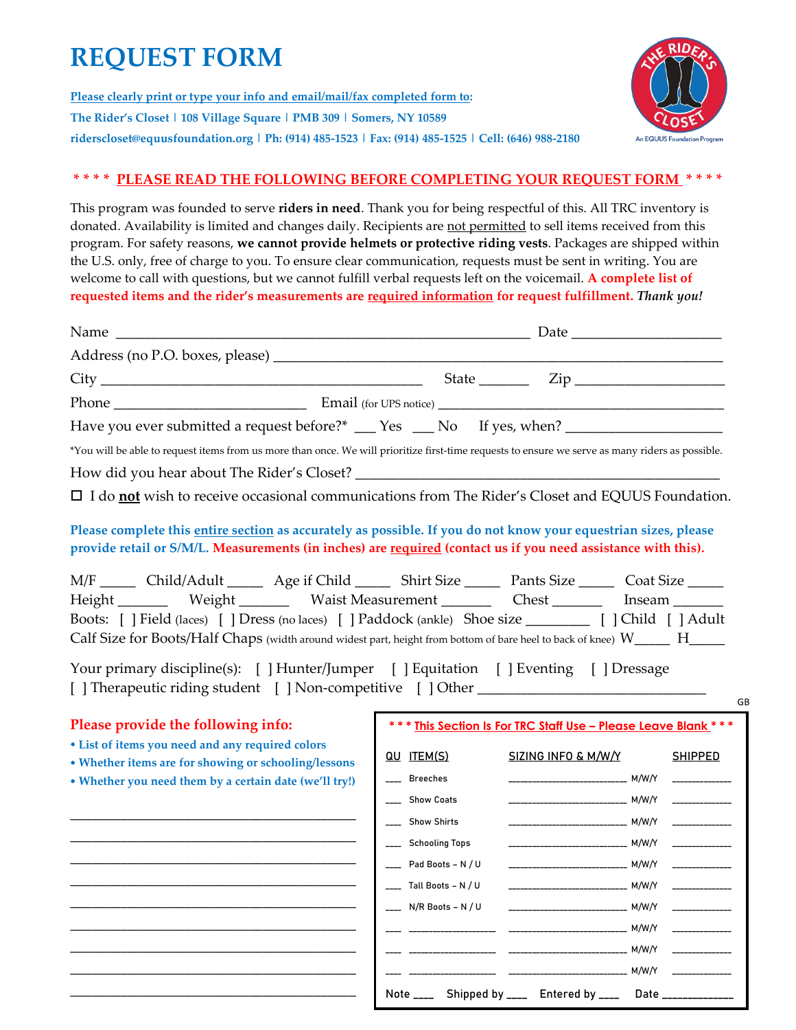# REQUEST FORM

Please clearly print or type your info and email/mail/fax completed form to:

The Rider's Closet | 108 Village Square | PMB 309 | Somers, NY 10589

riderscloset@equusfoundation.org | Ph: (914) 485-1523 | Fax: (914) 485-1525 | Cell: (646) 988-2180

THE RIDER'S CLOSET
An EQUUS Foundation Program

**\* \* \* \* PLEASE READ THE FOLLOWING BEFORE COMPLETING YOUR REQUEST FORM \* \* \* \***

This program was founded to serve **riders in need**. Thank you for being respectful of this. All TRC inventory is donated. Availability is limited and changes daily. Recipients are not permitted to sell items received from this program. For safety reasons, **we cannot provide helmets or protective riding vests**. Packages are shipped within the U.S. only, free of charge to you. To ensure clear communication, requests must be sent in writing. You are welcome to call with questions, but we cannot fulfill verbal requests left on the voicemail. **A complete list of requested items and the rider's measurements are required information for request fulfillment.** ***Thank you!***

Name ______________________________ Date ______________

Address (no P.O. boxes, please) ______________________________

City ______________________ State _______ Zip ______________

Phone ______________________ Email (for UPS notice) ______________________

Have you ever submitted a request before?* ___ Yes ___ No If yes, when? ______________

*You will be able to request items from us more than once. We will prioritize first-time requests to ensure we serve as many riders as possible.

How did you hear about The Rider's Closet? ______________________________

☐ I do **not** wish to receive occasional communications from The Rider's Closet and EQUUS Foundation.

**Please complete this entire section as accurately as possible. If you do not know your equestrian sizes, please provide retail or S/M/L. Measurements (in inches) are required (contact us if you need assistance with this).**

M/F _____ Child/Adult _____ Age if Child _____ Shirt Size _____ Pants Size _____ Coat Size _____

Height _______ Weight _______ Waist Measurement _______ Chest _______ Inseam _______

Boots: [ ] Field (laces) [ ] Dress (no laces) [ ] Paddock (ankle) Shoe size _________ [ ] Child [ ] Adult

Calf Size for Boots/Half Chaps (width around widest part, height from bottom of bare heel to back of knee) W_____ H_____

Your primary discipline(s): [ ] Hunter/Jumper [ ] Equitation [ ] Eventing [ ] Dressage

[ ] Therapeutic riding student [ ] Non-competitive [ ] Other ______________________

GB

## Please provide the following info:

- List of items you need and any required colors
- Whether items are for showing or schooling/lessons
- Whether you need them by a certain date (we'll try!)

______________________________

______________________________

______________________________

______________________________

______________________________

______________________________

______________________________

______________________________

______________________________

**\* \* \* This Section Is For TRC Staff Use – Please Leave Blank \* \* \***

| QU | ITEM(S) | SIZING INFO & M/W/Y | SHIPPED |
|---|---|---|---|
| ___ | Breeches | ______________ M/W/Y | ________ |
| ___ | Show Coats | ______________ M/W/Y | ________ |
| ___ | Show Shirts | ______________ M/W/Y | ________ |
| ___ | Schooling Tops | ______________ M/W/Y | ________ |
| ___ | Pad Boots – N / U | ______________ M/W/Y | ________ |
| ___ | Tall Boots – N / U | ______________ M/W/Y | ________ |
| ___ | N/R Boots – N / U | ______________ M/W/Y | ________ |
| ___ | ____________ | ______________ M/W/Y | ________ |
| ___ | ____________ | ______________ M/W/Y | ________ |
| ___ | ____________ | ______________ M/W/Y | ________ |

Note ____ Shipped by ____ Entered by ____ Date ____________